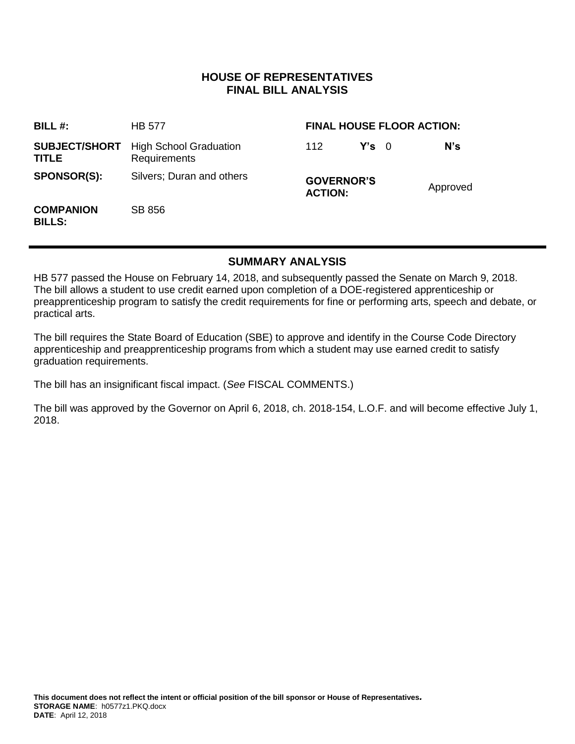# HOUSE OF REPRESENTATIVES
# FINAL BILL ANALYSIS

| | | | | |
|---|---|---|---|---|
| **BILL #:** | HB 577 | **FINAL HOUSE FLOOR ACTION:** | | |
| **SUBJECT/SHORT TITLE** | High School Graduation Requirements | 112 **Y's** | 0 | **N's** |
| **SPONSOR(S):** | Silvers; Duran and others | **GOVERNOR'S ACTION:** | Approved | |
| **COMPANION BILLS:** | SB 856 | | | |

## SUMMARY ANALYSIS

HB 577 passed the House on February 14, 2018, and subsequently passed the Senate on March 9, 2018. The bill allows a student to use credit earned upon completion of a DOE-registered apprenticeship or preapprenticeship program to satisfy the credit requirements for fine or performing arts, speech and debate, or practical arts.

The bill requires the State Board of Education (SBE) to approve and identify in the Course Code Directory apprenticeship and preapprenticeship programs from which a student may use earned credit to satisfy graduation requirements.

The bill has an insignificant fiscal impact. (*See* FISCAL COMMENTS.)

The bill was approved by the Governor on April 6, 2018, ch. 2018-154, L.O.F. and will become effective July 1, 2018.

**This document does not reflect the intent or official position of the bill sponsor or House of Representatives.**
**STORAGE NAME**: h0577z1.PKQ.docx
**DATE**: April 12, 2018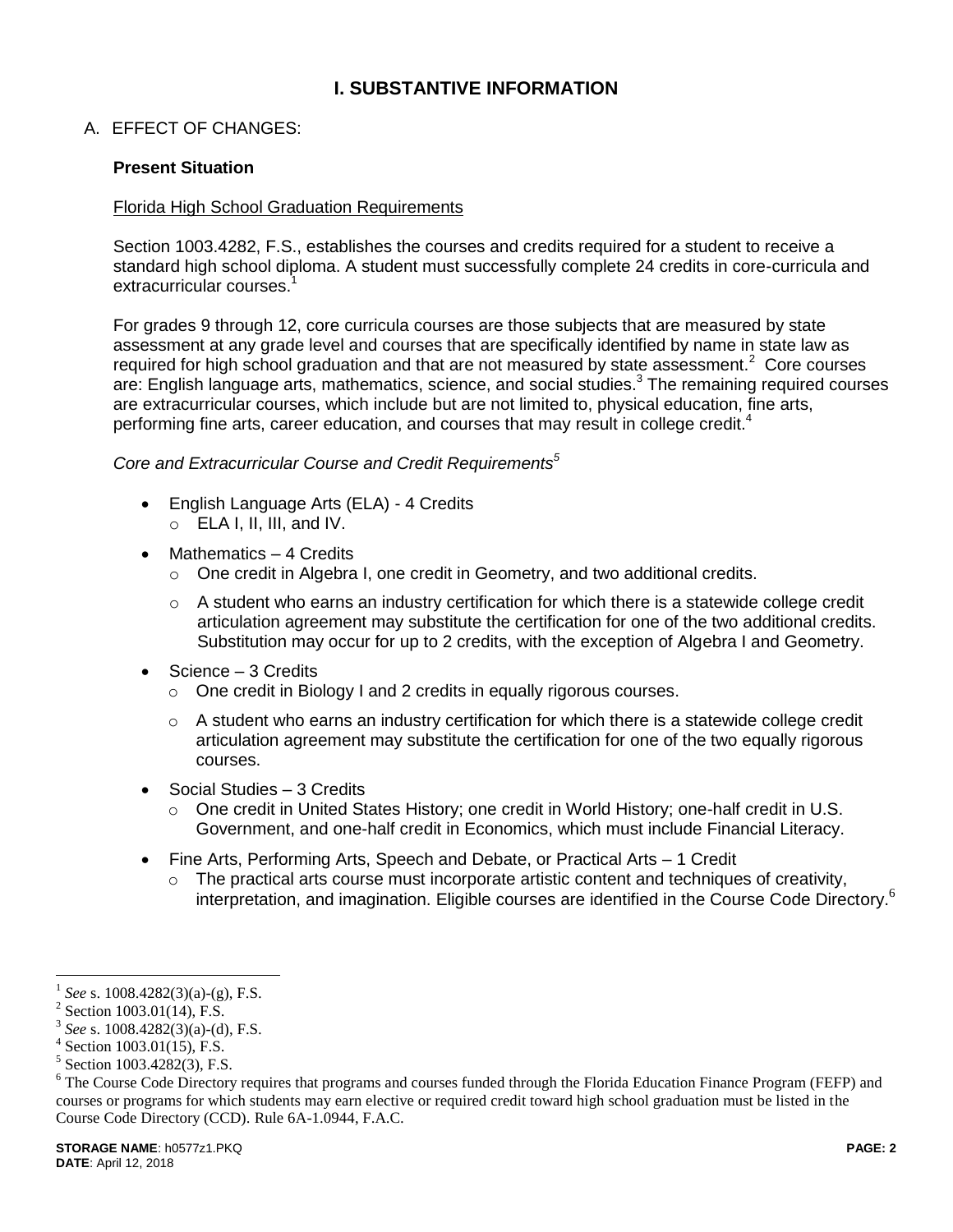# I. SUBSTANTIVE INFORMATION

A. EFFECT OF CHANGES:

**Present Situation**

Florida High School Graduation Requirements

Section 1003.4282, F.S., establishes the courses and credits required for a student to receive a standard high school diploma. A student must successfully complete 24 credits in core-curricula and extracurricular courses.[1]

For grades 9 through 12, core curricula courses are those subjects that are measured by state assessment at any grade level and courses that are specifically identified by name in state law as required for high school graduation and that are not measured by state assessment.[2] Core courses are: English language arts, mathematics, science, and social studies.[3] The remaining required courses are extracurricular courses, which include but are not limited to, physical education, fine arts, performing fine arts, career education, and courses that may result in college credit.[4]

*Core and Extracurricular Course and Credit Requirements*[5]

- English Language Arts (ELA) - 4 Credits
  - ELA I, II, III, and IV.
- Mathematics – 4 Credits
  - One credit in Algebra I, one credit in Geometry, and two additional credits.
  - A student who earns an industry certification for which there is a statewide college credit articulation agreement may substitute the certification for one of the two additional credits. Substitution may occur for up to 2 credits, with the exception of Algebra I and Geometry.
- Science – 3 Credits
  - One credit in Biology I and 2 credits in equally rigorous courses.
  - A student who earns an industry certification for which there is a statewide college credit articulation agreement may substitute the certification for one of the two equally rigorous courses.
- Social Studies – 3 Credits
  - One credit in United States History; one credit in World History; one-half credit in U.S. Government, and one-half credit in Economics, which must include Financial Literacy.
- Fine Arts, Performing Arts, Speech and Debate, or Practical Arts – 1 Credit
  - The practical arts course must incorporate artistic content and techniques of creativity, interpretation, and imagination. Eligible courses are identified in the Course Code Directory.[6]

---

[1] *See* s. 1008.4282(3)(a)-(g), F.S.
[2] Section 1003.01(14), F.S.
[3] *See* s. 1008.4282(3)(a)-(d), F.S.
[4] Section 1003.01(15), F.S.
[5] Section 1003.4282(3), F.S.
[6] The Course Code Directory requires that programs and courses funded through the Florida Education Finance Program (FEFP) and courses or programs for which students may earn elective or required credit toward high school graduation must be listed in the Course Code Directory (CCD). Rule 6A-1.0944, F.A.C.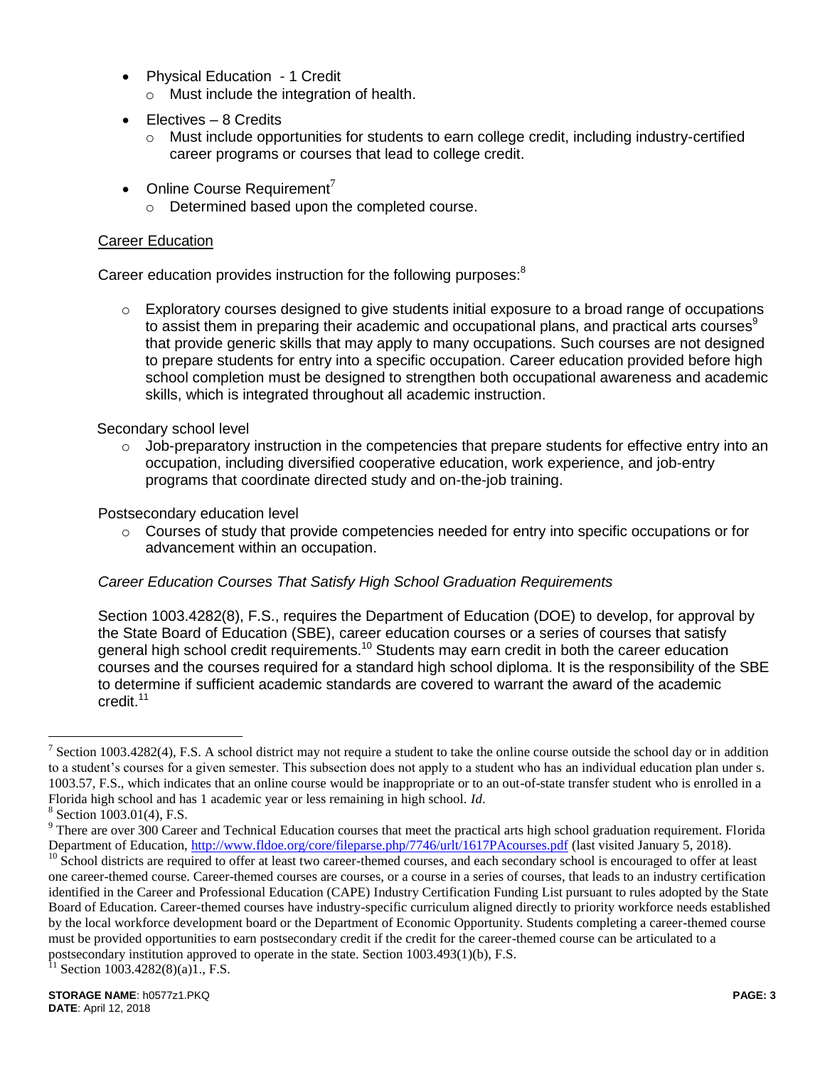- Physical Education - 1 Credit
  - Must include the integration of health.
- Electives – 8 Credits
  - Must include opportunities for students to earn college credit, including industry-certified career programs or courses that lead to college credit.
- Online Course Requirement[7]
  - Determined based upon the completed course.

Career Education

Career education provides instruction for the following purposes:[8]

- Exploratory courses designed to give students initial exposure to a broad range of occupations to assist them in preparing their academic and occupational plans, and practical arts courses[9] that provide generic skills that may apply to many occupations. Such courses are not designed to prepare students for entry into a specific occupation. Career education provided before high school completion must be designed to strengthen both occupational awareness and academic skills, which is integrated throughout all academic instruction.

Secondary school level

- Job-preparatory instruction in the competencies that prepare students for effective entry into an occupation, including diversified cooperative education, work experience, and job-entry programs that coordinate directed study and on-the-job training.

Postsecondary education level

- Courses of study that provide competencies needed for entry into specific occupations or for advancement within an occupation.

*Career Education Courses That Satisfy High School Graduation Requirements*

Section 1003.4282(8), F.S., requires the Department of Education (DOE) to develop, for approval by the State Board of Education (SBE), career education courses or a series of courses that satisfy general high school credit requirements.[10] Students may earn credit in both the career education courses and the courses required for a standard high school diploma. It is the responsibility of the SBE to determine if sufficient academic standards are covered to warrant the award of the academic credit.[11]

---

[7] Section 1003.4282(4), F.S. A school district may not require a student to take the online course outside the school day or in addition to a student's courses for a given semester. This subsection does not apply to a student who has an individual education plan under s. 1003.57, F.S., which indicates that an online course would be inappropriate or to an out-of-state transfer student who is enrolled in a Florida high school and has 1 academic year or less remaining in high school. *Id*.

[8] Section 1003.01(4), F.S.

[9] There are over 300 Career and Technical Education courses that meet the practical arts high school graduation requirement. Florida Department of Education, http://www.fldoe.org/core/fileparse.php/7746/urlt/1617PAcourses.pdf (last visited January 5, 2018).

[10] School districts are required to offer at least two career-themed courses, and each secondary school is encouraged to offer at least one career-themed course. Career-themed courses are courses, or a course in a series of courses, that leads to an industry certification identified in the Career and Professional Education (CAPE) Industry Certification Funding List pursuant to rules adopted by the State Board of Education. Career-themed courses have industry-specific curriculum aligned directly to priority workforce needs established by the local workforce development board or the Department of Economic Opportunity. Students completing a career-themed course must be provided opportunities to earn postsecondary credit if the credit for the career-themed course can be articulated to a postsecondary institution approved to operate in the state. Section 1003.493(1)(b), F.S.

[11] Section 1003.4282(8)(a)1., F.S.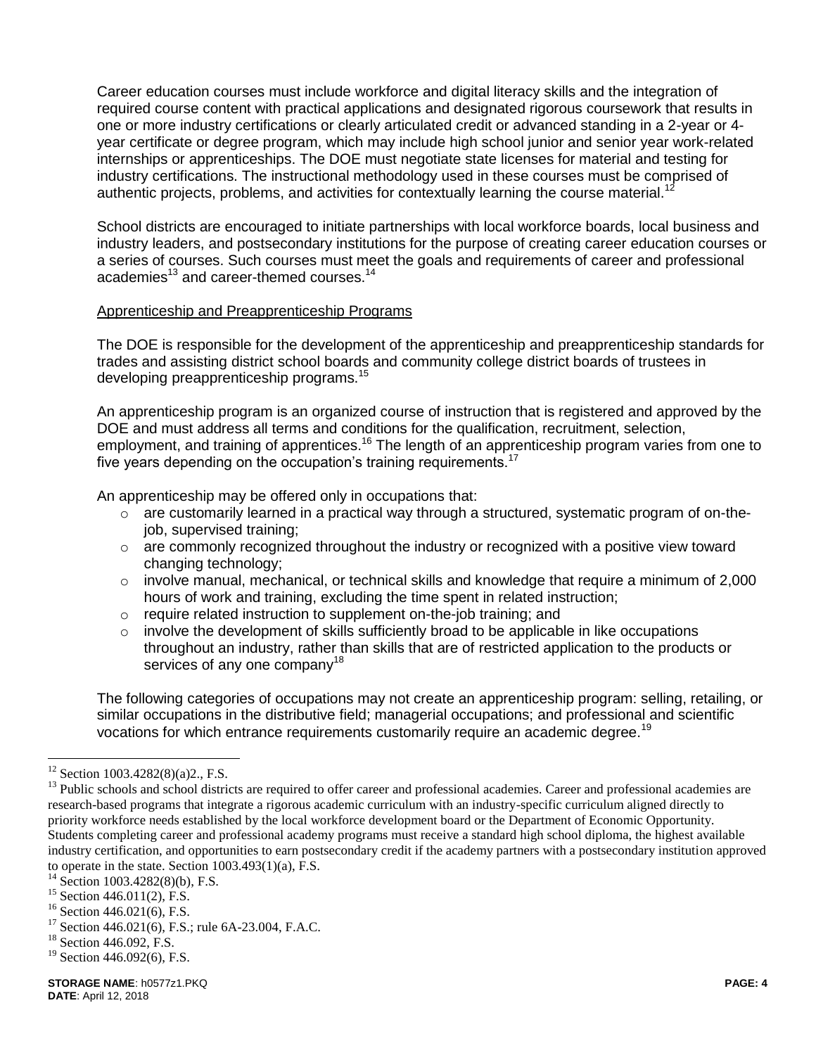Career education courses must include workforce and digital literacy skills and the integration of required course content with practical applications and designated rigorous coursework that results in one or more industry certifications or clearly articulated credit or advanced standing in a 2-year or 4-year certificate or degree program, which may include high school junior and senior year work-related internships or apprenticeships. The DOE must negotiate state licenses for material and testing for industry certifications. The instructional methodology used in these courses must be comprised of authentic projects, problems, and activities for contextually learning the course material.[12]

School districts are encouraged to initiate partnerships with local workforce boards, local business and industry leaders, and postsecondary institutions for the purpose of creating career education courses or a series of courses. Such courses must meet the goals and requirements of career and professional academies[13] and career-themed courses.[14]

Apprenticeship and Preapprenticeship Programs

The DOE is responsible for the development of the apprenticeship and preapprenticeship standards for trades and assisting district school boards and community college district boards of trustees in developing preapprenticeship programs.[15]

An apprenticeship program is an organized course of instruction that is registered and approved by the DOE and must address all terms and conditions for the qualification, recruitment, selection, employment, and training of apprentices.[16] The length of an apprenticeship program varies from one to five years depending on the occupation's training requirements.[17]

An apprenticeship may be offered only in occupations that:

- are customarily learned in a practical way through a structured, systematic program of on-the-job, supervised training;
- are commonly recognized throughout the industry or recognized with a positive view toward changing technology;
- involve manual, mechanical, or technical skills and knowledge that require a minimum of 2,000 hours of work and training, excluding the time spent in related instruction;
- require related instruction to supplement on-the-job training; and
- involve the development of skills sufficiently broad to be applicable in like occupations throughout an industry, rather than skills that are of restricted application to the products or services of any one company[18]

The following categories of occupations may not create an apprenticeship program: selling, retailing, or similar occupations in the distributive field; managerial occupations; and professional and scientific vocations for which entrance requirements customarily require an academic degree.[19]

---

[12] Section 1003.4282(8)(a)2., F.S.

[13] Public schools and school districts are required to offer career and professional academies. Career and professional academies are research-based programs that integrate a rigorous academic curriculum with an industry-specific curriculum aligned directly to priority workforce needs established by the local workforce development board or the Department of Economic Opportunity. Students completing career and professional academy programs must receive a standard high school diploma, the highest available industry certification, and opportunities to earn postsecondary credit if the academy partners with a postsecondary institution approved to operate in the state. Section 1003.493(1)(a), F.S.

[14] Section 1003.4282(8)(b), F.S.

[15] Section 446.011(2), F.S.

[16] Section 446.021(6), F.S.

[17] Section 446.021(6), F.S.; rule 6A-23.004, F.A.C.

[18] Section 446.092, F.S.

[19] Section 446.092(6), F.S.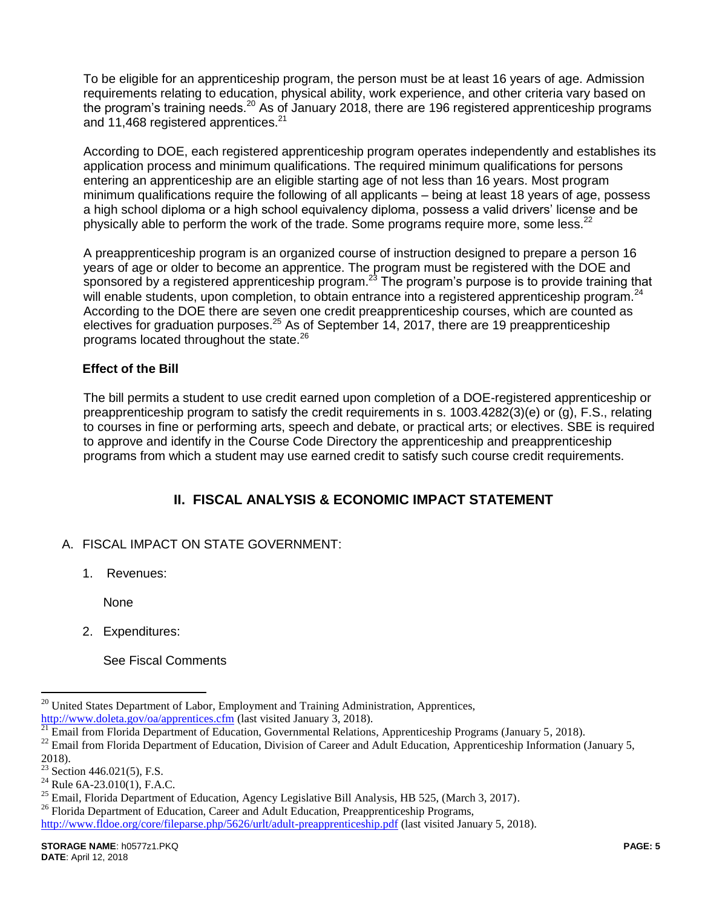To be eligible for an apprenticeship program, the person must be at least 16 years of age. Admission requirements relating to education, physical ability, work experience, and other criteria vary based on the program's training needs.[20] As of January 2018, there are 196 registered apprenticeship programs and 11,468 registered apprentices.[21]

According to DOE, each registered apprenticeship program operates independently and establishes its application process and minimum qualifications. The required minimum qualifications for persons entering an apprenticeship are an eligible starting age of not less than 16 years. Most program minimum qualifications require the following of all applicants – being at least 18 years of age, possess a high school diploma or a high school equivalency diploma, possess a valid drivers' license and be physically able to perform the work of the trade. Some programs require more, some less.[22]

A preapprenticeship program is an organized course of instruction designed to prepare a person 16 years of age or older to become an apprentice. The program must be registered with the DOE and sponsored by a registered apprenticeship program.[23] The program's purpose is to provide training that will enable students, upon completion, to obtain entrance into a registered apprenticeship program.[24] According to the DOE there are seven one credit preapprenticeship courses, which are counted as electives for graduation purposes.[25] As of September 14, 2017, there are 19 preapprenticeship programs located throughout the state.[26]

**Effect of the Bill**

The bill permits a student to use credit earned upon completion of a DOE-registered apprenticeship or preapprenticeship program to satisfy the credit requirements in s. 1003.4282(3)(e) or (g), F.S., relating to courses in fine or performing arts, speech and debate, or practical arts; or electives. SBE is required to approve and identify in the Course Code Directory the apprenticeship and preapprenticeship programs from which a student may use earned credit to satisfy such course credit requirements.

## II. FISCAL ANALYSIS & ECONOMIC IMPACT STATEMENT

A. FISCAL IMPACT ON STATE GOVERNMENT:

1. Revenues:

   None

2. Expenditures:

   See Fiscal Comments

---

[20] United States Department of Labor, Employment and Training Administration, Apprentices, http://www.doleta.gov/oa/apprentices.cfm (last visited January 3, 2018).

[21] Email from Florida Department of Education, Governmental Relations, Apprenticeship Programs (January 5, 2018).

[22] Email from Florida Department of Education, Division of Career and Adult Education, Apprenticeship Information (January 5, 2018).

[23] Section 446.021(5), F.S.

[24] Rule 6A-23.010(1), F.A.C.

[25] Email, Florida Department of Education, Agency Legislative Bill Analysis, HB 525, (March 3, 2017).

[26] Florida Department of Education, Career and Adult Education, Preapprenticeship Programs, http://www.fldoe.org/core/fileparse.php/5626/urlt/adult-preapprenticeship.pdf (last visited January 5, 2018).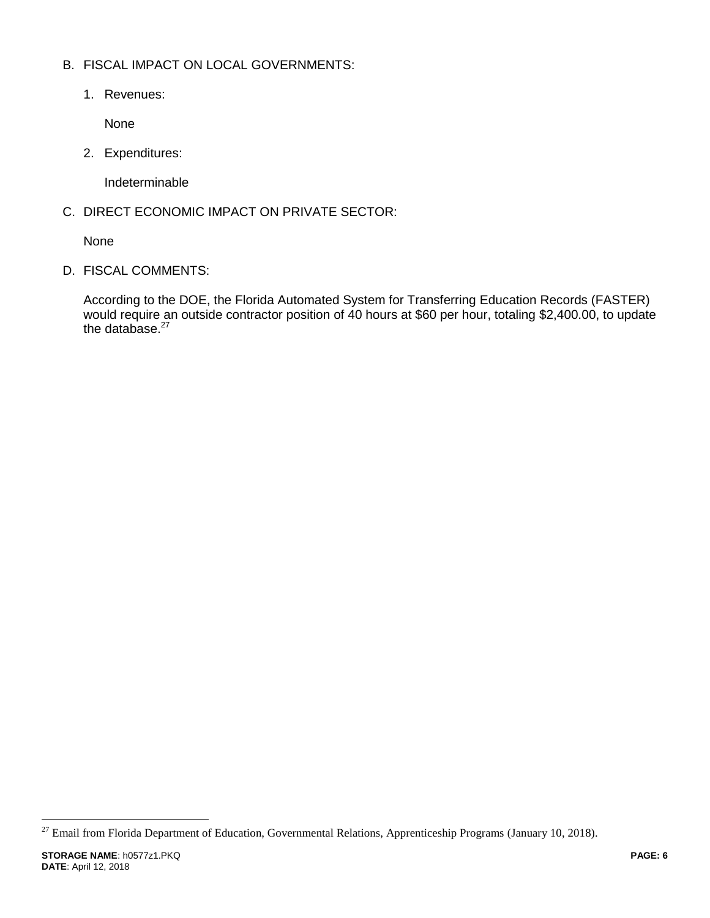B. FISCAL IMPACT ON LOCAL GOVERNMENTS:

1. Revenues:

   None

2. Expenditures:

   Indeterminable

C. DIRECT ECONOMIC IMPACT ON PRIVATE SECTOR:

None

D. FISCAL COMMENTS:

According to the DOE, the Florida Automated System for Transferring Education Records (FASTER) would require an outside contractor position of 40 hours at $60 per hour, totaling $2,400.00, to update the database.[27]

---

[27] Email from Florida Department of Education, Governmental Relations, Apprenticeship Programs (January 10, 2018).

**STORAGE NAME**: h0577z1.PKQ
**DATE**: April 12, 2018